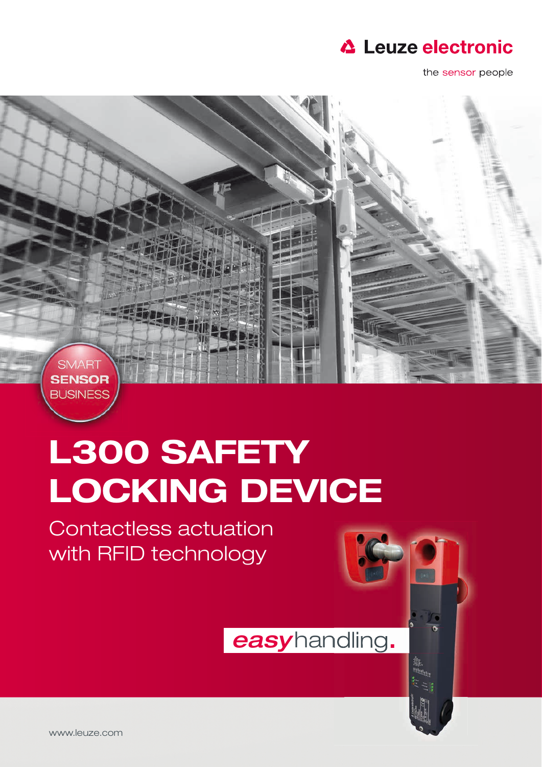Leuze electronic

the sensor people

SMART
**SENSOR**
BUSINESS

# L300 SAFETY LOCKING DEVICE

Contactless actuation
with RFID technology

*easy*handling.

www.leuze.com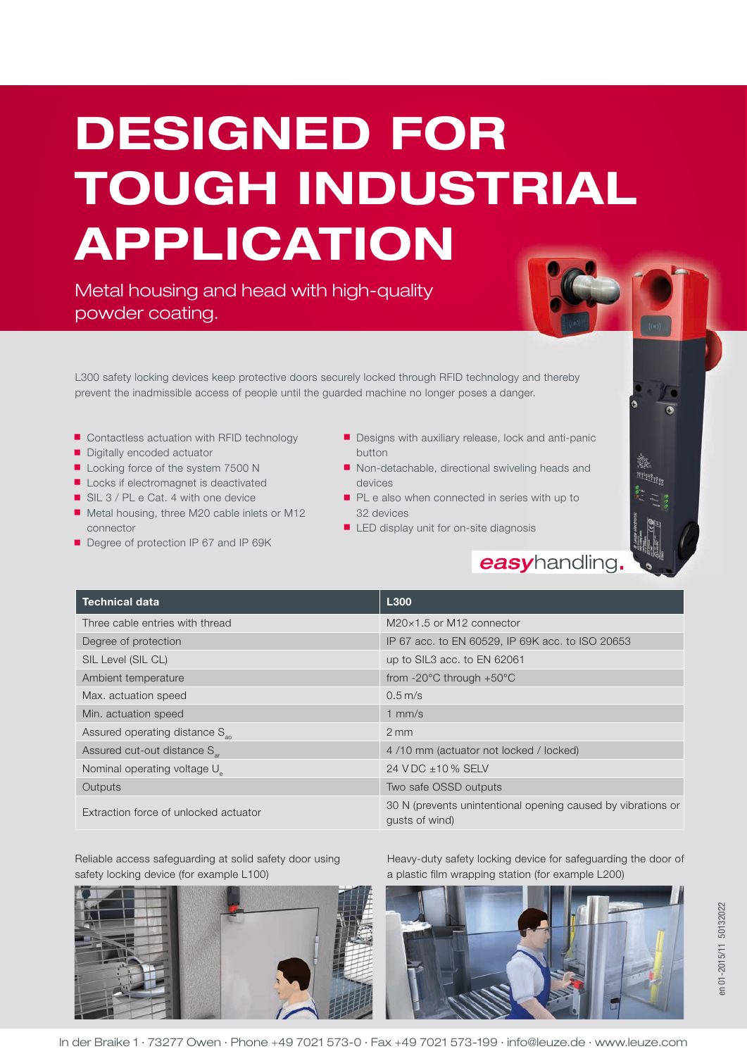# DESIGNED FOR TOUGH INDUSTRIAL APPLICATION

Metal housing and head with high-quality powder coating.

L300 safety locking devices keep protective doors securely locked through RFID technology and thereby prevent the inadmissible access of people until the guarded machine no longer poses a danger.

- Contactless actuation with RFID technology
- Digitally encoded actuator
- Locking force of the system 7500 N
- Locks if electromagnet is deactivated
- SIL 3 / PL e Cat. 4 with one device
- Metal housing, three M20 cable inlets or M12 connector
- Degree of protection IP 67 and IP 69K
- Designs with auxiliary release, lock and anti-panic button
- Non-detachable, directional swiveling heads and devices
- PL e also when connected in series with up to 32 devices
- LED display unit for on-site diagnosis

*easy*handling.

| Technical data | L300 |
|---|---|
| Three cable entries with thread | M20×1.5 or M12 connector |
| Degree of protection | IP 67 acc. to EN 60529, IP 69K acc. to ISO 20653 |
| SIL Level (SIL CL) | up to SIL3 acc. to EN 62061 |
| Ambient temperature | from -20°C through +50°C |
| Max. actuation speed | 0.5 m/s |
| Min. actuation speed | 1 mm/s |
| Assured operating distance $S_{ao}$ | 2 mm |
| Assured cut-out distance $S_{ar}$ | 4 /10 mm (actuator not locked / locked) |
| Nominal operating voltage $U_e$ | 24 V DC ±10 % SELV |
| Outputs | Two safe OSSD outputs |
| Extraction force of unlocked actuator | 30 N (prevents unintentional opening caused by vibrations or gusts of wind) |

Reliable access safeguarding at solid safety door using safety locking device (for example L100)

Heavy-duty safety locking device for safeguarding the door of a plastic film wrapping station (for example L200)

en 01-2015/11 50132022

In der Braike 1 · 73277 Owen · Phone +49 7021 573-0 · Fax +49 7021 573-199 · info@leuze.de · www.leuze.com